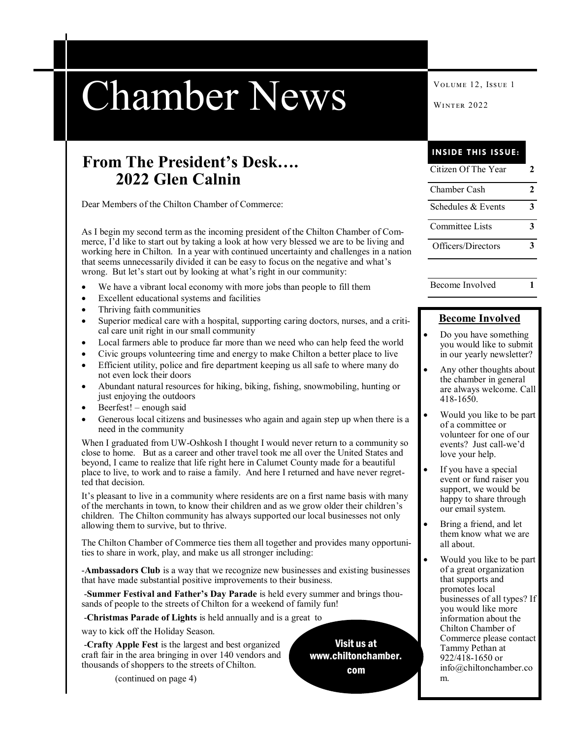# Chamber News

Volume 12, Issue 1

Winter 2022

## From The President's Desk…. 2022 Glen Calnin

Dear Members of the Chilton Chamber of Commerce:

As I begin my second term as the incoming president of the Chilton Chamber of Commerce, I'd like to start out by taking a look at how very blessed we are to be living and working here in Chilton. In a year with continued uncertainty and challenges in a nation that seems unnecessarily divided it can be easy to focus on the negative and what's wrong. But let's start out by looking at what's right in our community:

- We have a vibrant local economy with more jobs than people to fill them
- Excellent educational systems and facilities
- Thriving faith communities
- Superior medical care with a hospital, supporting caring doctors, nurses, and a critical care unit right in our small community
- Local farmers able to produce far more than we need who can help feed the world
- Civic groups volunteering time and energy to make Chilton a better place to live
- Efficient utility, police and fire department keeping us all safe to where many do not even lock their doors
- Abundant natural resources for hiking, biking, fishing, snowmobiling, hunting or just enjoying the outdoors
- Beerfest! – enough said
- Generous local citizens and businesses who again and again step up when there is a need in the community

When I graduated from UW-Oshkosh I thought I would never return to a community so close to home. But as a career and other travel took me all over the United States and beyond, I came to realize that life right here in Calumet County made for a beautiful place to live, to work and to raise a family. And here I returned and have never regretted that decision.

It's pleasant to live in a community where residents are on a first name basis with many of the merchants in town, to know their children and as we grow older their children's children. The Chilton community has always supported our local businesses not only allowing them to survive, but to thrive.

The Chilton Chamber of Commerce ties them all together and provides many opportunities to share in work, play, and make us all stronger including:

-**Ambassadors Club** is a way that we recognize new businesses and existing businesses that have made substantial positive improvements to their business.

-**Summer Festival and Father's Day Parade** is held every summer and brings thousands of people to the streets of Chilton for a weekend of family fun!

-**Christmas Parade of Lights** is held annually and is a great to way to kick off the Holiday Season.

-**Crafty Apple Fest** is the largest and best organized craft fair in the area bringing in over 140 vendors and thousands of shoppers to the streets of Chilton.

(continued on page 4)

Visit us at www.chiltonchamber.com

### Inside This Issue:

| | |
|---|---|
| Citizen Of The Year | 2 |
| Chamber Cash | 2 |
| Schedules & Events | 3 |
| Committee Lists | 3 |
| Officers/Directors | 3 |
| Become Involved | 1 |

### Become Involved

- Do you have something you would like to submit in our yearly newsletter?
- Any other thoughts about the chamber in general are always welcome. Call 418-1650.
- Would you like to be part of a committee or volunteer for one of our events? Just call-we'd love your help.
- If you have a special event or fund raiser you support, we would be happy to share through our email system.
- Bring a friend, and let them know what we are all about.
- Would you like to be part of a great organization that supports and promotes local businesses of all types? If you would like more information about the Chilton Chamber of Commerce please contact Tammy Pethan at 922/418-1650 or info@chiltonchamber.com.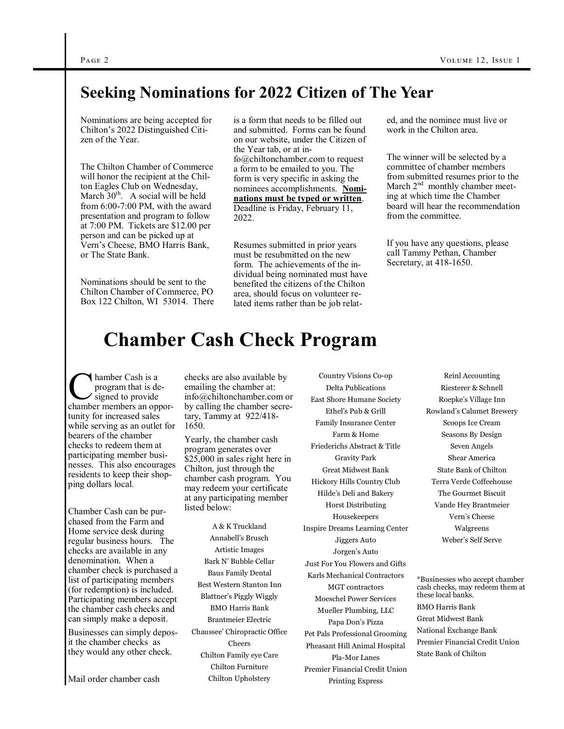## Seeking Nominations for 2022 Citizen of The Year

Nominations are being accepted for Chilton's 2022 Distinguished Citizen of the Year.

The Chilton Chamber of Commerce will honor the recipient at the Chilton Eagles Club on Wednesday, March 30th. A social will be held from 6:00-7:00 PM, with the award presentation and program to follow at 7:00 PM. Tickets are $12.00 per person and can be picked up at Vern's Cheese, BMO Harris Bank, or The State Bank.

Nominations should be sent to the Chilton Chamber of Commerce, PO Box 122 Chilton, WI 53014. There is a form that needs to be filled out and submitted. Forms can be found on our website, under the Citizen of the Year tab, or at info@chiltonchamber.com to request a form to be emailed to you. The form is very specific in asking the nominees accomplishments. **Nominations must be typed or written**. Deadline is Friday, February 11, 2022.

Resumes submitted in prior years must be resubmitted on the new form. The achievements of the individual being nominated must have benefited the citizens of the Chilton area, should focus on volunteer related items rather than be job related, and the nominee must live or work in the Chilton area.

The winner will be selected by a committee of chamber members from submitted resumes prior to the March 2nd monthly chamber meeting at which time the Chamber board will hear the recommendation from the committee.

If you have any questions, please call Tammy Pethan, Chamber Secretary, at 418-1650.

## Chamber Cash Check Program

Chamber Cash is a program that is designed to provide chamber members an opportunity for increased sales while serving as an outlet for bearers of the chamber checks to redeem them at participating member businesses. This also encourages residents to keep their shopping dollars local.

Chamber Cash can be purchased from the Farm and Home service desk during regular business hours. The checks are available in any denomination. When a chamber check is purchased a list of participating members (for redemption) is included. Participating members accept the chamber cash checks and can simply make a deposit.

Businesses can simply deposit the chamber checks as they would any other check.

Mail order chamber cash checks are also available by emailing the chamber at: info@chiltonchamber.com or by calling the chamber secretary, Tammy at 922/418-1650.

Yearly, the chamber cash program generates over $25,000 in sales right here in Chilton, just through the chamber cash program. You may redeem your certificate at any participating member listed below:

A & K Truckland
Annabell's Brusch
Artistic Images
Bark N' Bubble Cellar
Baus Family Dental
Best Western Stanton Inn
Blattner's Piggly Wiggly
BMO Harris Bank
Brantmeier Electric
Chaussee' Chiropractic Office
Cheers
Chilton Family eye Care
Chilton Furniture
Chilton Upholstery
Country Visions Co-op
Delta Publications
East Shore Humane Society
Ethel's Pub & Grill
Family Insurance Center
Farm & Home
Friederichs Abstract & Title
Gravity Park
Great Midwest Bank
Hickory Hills Country Club
Hilde's Deli and Bakery
Horst Distributing
Housekeepers
Inspire Dreams Learning Center
Jiggers Auto
Jorgen's Auto
Just For You Flowers and Gifts
Karls Mechanical Contractors
MGT contractors
Moeschel Power Services
Mueller Plumbing, LLC
Papa Don's Pizza
Pet Pals Professional Grooming
Pheasant Hill Animal Hospital
Pla-Mor Lanes
Premier Financial Credit Union
Printing Express
Reinl Accounting
Riesterer & Schnell
Roepke's Village Inn
Rowland's Calumet Brewery
Scoops Ice Cream
Seasons By Design
Seven Angels
Shear America
State Bank of Chilton
Terra Verde Coffeehouse
The Gourmet Biscuit
Vande Hey Brantmeier
Vern's Cheese
Walgreens
Weber's Self Serve

*Businesses who accept chamber cash checks, may redeem them at these local banks.

BMO Harris Bank
Great Midwest Bank
National Exchange Bank
Premier Financial Credit Union
State Bank of Chilton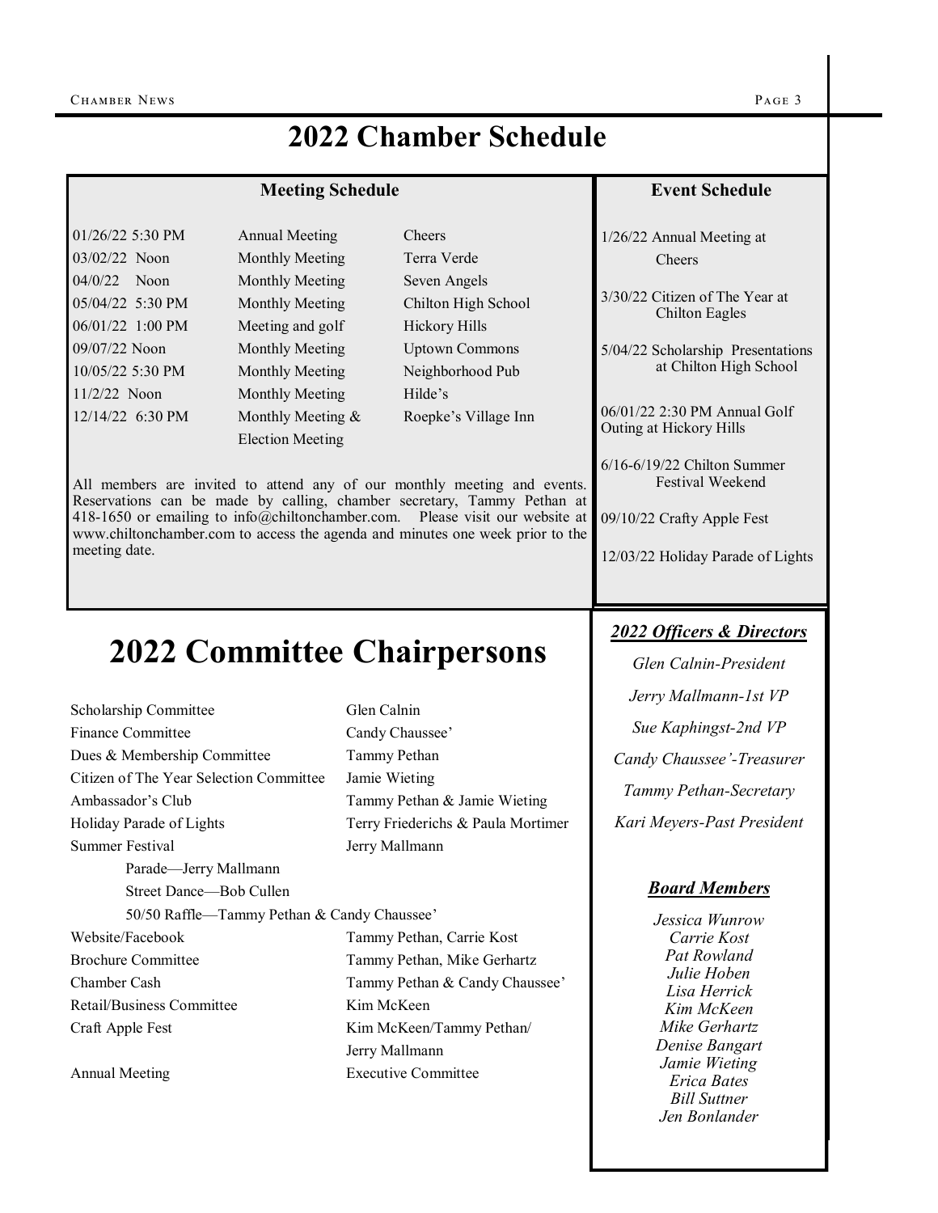# 2022 Chamber Schedule

## Meeting Schedule

| Date/Time | Meeting | Location |
|---|---|---|
| 01/26/22 5:30 PM | Annual Meeting | Cheers |
| 03/02/22 Noon | Monthly Meeting | Terra Verde |
| 04/0/22 Noon | Monthly Meeting | Seven Angels |
| 05/04/22 5:30 PM | Monthly Meeting | Chilton High School |
| 06/01/22 1:00 PM | Meeting and golf | Hickory Hills |
| 09/07/22 Noon | Monthly Meeting | Uptown Commons |
| 10/05/22 5:30 PM | Monthly Meeting | Neighborhood Pub |
| 11/2/22 Noon | Monthly Meeting | Hilde's |
| 12/14/22 6:30 PM | Monthly Meeting & Election Meeting | Roepke's Village Inn |

All members are invited to attend any of our monthly meeting and events. Reservations can be made by calling, chamber secretary, Tammy Pethan at 418-1650 or emailing to info@chiltonchamber.com. Please visit our website at www.chiltonchamber.com to access the agenda and minutes one week prior to the meeting date.

## Event Schedule

1/26/22 Annual Meeting at Cheers

3/30/22 Citizen of The Year at Chilton Eagles

5/04/22 Scholarship Presentations at Chilton High School

06/01/22 2:30 PM Annual Golf Outing at Hickory Hills

6/16-6/19/22 Chilton Summer Festival Weekend

09/10/22 Crafty Apple Fest

12/03/22 Holiday Parade of Lights

# 2022 Committee Chairpersons

| Committee | Chairperson |
|---|---|
| Scholarship Committee | Glen Calnin |
| Finance Committee | Candy Chaussee' |
| Dues & Membership Committee | Tammy Pethan |
| Citizen of The Year Selection Committee | Jamie Wieting |
| Ambassador's Club | Tammy Pethan & Jamie Wieting |
| Holiday Parade of Lights | Terry Friederichs & Paula Mortimer |
| Summer Festival | Jerry Mallmann |
| Parade—Jerry Mallmann | |
| Street Dance—Bob Cullen | |
| 50/50 Raffle—Tammy Pethan & Candy Chaussee' | |
| Website/Facebook | Tammy Pethan, Carrie Kost |
| Brochure Committee | Tammy Pethan, Mike Gerhartz |
| Chamber Cash | Tammy Pethan & Candy Chaussee' |
| Retail/Business Committee | Kim McKeen |
| Craft Apple Fest | Kim McKeen/Tammy Pethan/ Jerry Mallmann |
| Annual Meeting | Executive Committee |

## *2022 Officers & Directors*

*Glen Calnin-President*

*Jerry Mallmann-1st VP*

*Sue Kaphingst-2nd VP*

*Candy Chaussee'-Treasurer*

*Tammy Pethan-Secretary*

*Kari Meyers-Past President*

## *Board Members*

*Jessica Wunrow*
*Carrie Kost*
*Pat Rowland*
*Julie Hoben*
*Lisa Herrick*
*Kim McKeen*
*Mike Gerhartz*
*Denise Bangart*
*Jamie Wieting*
*Erica Bates*
*Bill Suttner*
*Jen Bonlander*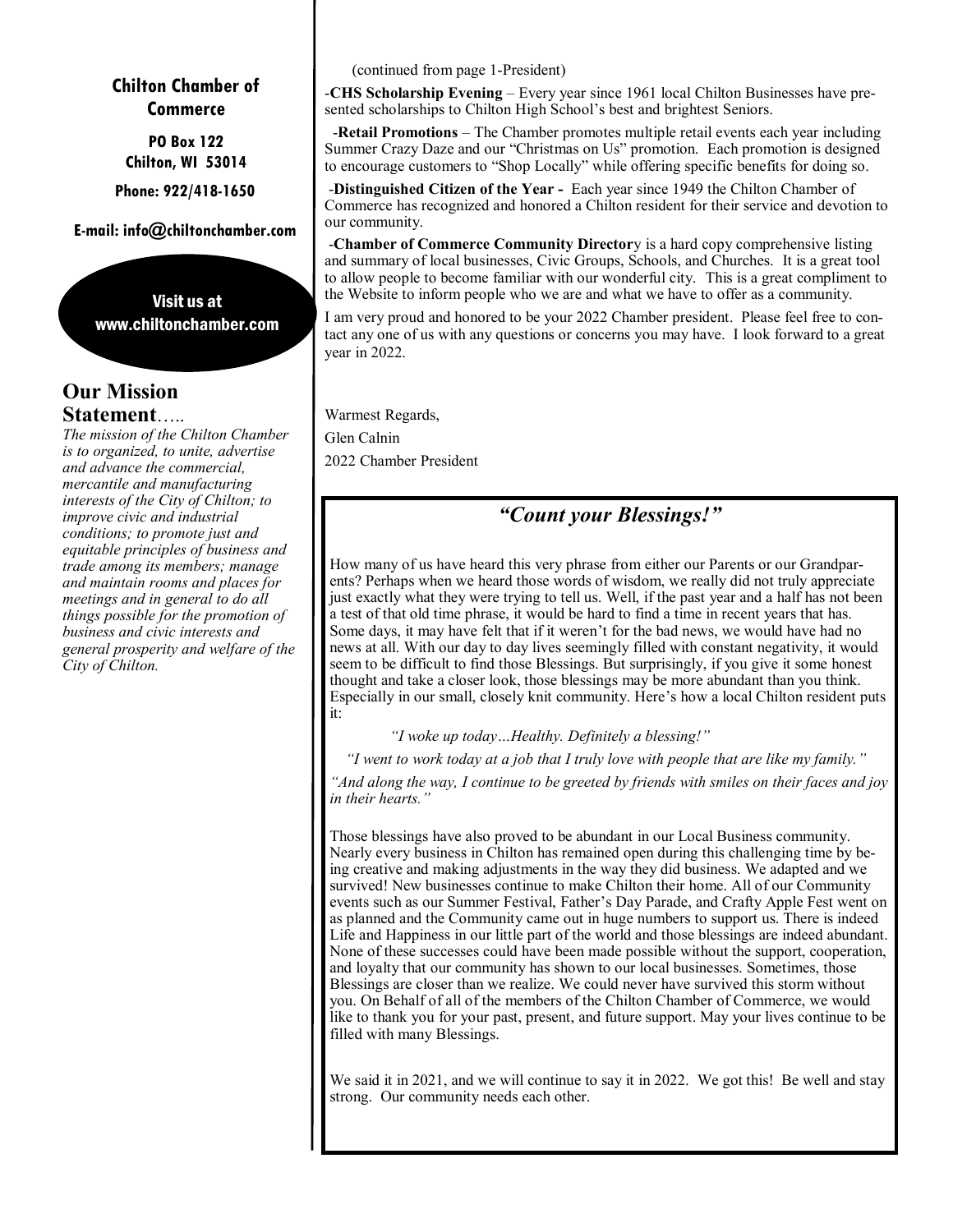## Chilton Chamber of Commerce

**PO Box 122**
**Chilton, WI 53014**

**Phone: 922/418-1650**

**E-mail: info@chiltonchamber.com**

**Visit us at www.chiltonchamber.com**

## Our Mission Statement…..

*The mission of the Chilton Chamber is to organized, to unite, advertise and advance the commercial, mercantile and manufacturing interests of the City of Chilton; to improve civic and industrial conditions; to promote just and equitable principles of business and trade among its members; manage and maintain rooms and places for meetings and in general to do all things possible for the promotion of business and civic interests and general prosperity and welfare of the City of Chilton.*

(continued from page 1-President)

-**CHS Scholarship Evening** – Every year since 1961 local Chilton Businesses have presented scholarships to Chilton High School's best and brightest Seniors.

-**Retail Promotions** – The Chamber promotes multiple retail events each year including Summer Crazy Daze and our "Christmas on Us" promotion. Each promotion is designed to encourage customers to "Shop Locally" while offering specific benefits for doing so.

-**Distinguished Citizen of the Year -** Each year since 1949 the Chilton Chamber of Commerce has recognized and honored a Chilton resident for their service and devotion to our community.

-**Chamber of Commerce Community Director**y is a hard copy comprehensive listing and summary of local businesses, Civic Groups, Schools, and Churches. It is a great tool to allow people to become familiar with our wonderful city. This is a great compliment to the Website to inform people who we are and what we have to offer as a community.

I am very proud and honored to be your 2022 Chamber president. Please feel free to contact any one of us with any questions or concerns you may have. I look forward to a great year in 2022.

Warmest Regards,
Glen Calnin
2022 Chamber President

## *"Count your Blessings!"*

How many of us have heard this very phrase from either our Parents or our Grandparents? Perhaps when we heard those words of wisdom, we really did not truly appreciate just exactly what they were trying to tell us. Well, if the past year and a half has not been a test of that old time phrase, it would be hard to find a time in recent years that has. Some days, it may have felt that if it weren't for the bad news, we would have had no news at all. With our day to day lives seemingly filled with constant negativity, it would seem to be difficult to find those Blessings. But surprisingly, if you give it some honest thought and take a closer look, those blessings may be more abundant than you think. Especially in our small, closely knit community. Here's how a local Chilton resident puts it:

*"I woke up today…Healthy. Definitely a blessing!"*

*"I went to work today at a job that I truly love with people that are like my family."*

*"And along the way, I continue to be greeted by friends with smiles on their faces and joy in their hearts."*

Those blessings have also proved to be abundant in our Local Business community. Nearly every business in Chilton has remained open during this challenging time by being creative and making adjustments in the way they did business. We adapted and we survived! New businesses continue to make Chilton their home. All of our Community events such as our Summer Festival, Father's Day Parade, and Crafty Apple Fest went on as planned and the Community came out in huge numbers to support us. There is indeed Life and Happiness in our little part of the world and those blessings are indeed abundant. None of these successes could have been made possible without the support, cooperation, and loyalty that our community has shown to our local businesses. Sometimes, those Blessings are closer than we realize. We could never have survived this storm without you. On Behalf of all of the members of the Chilton Chamber of Commerce, we would like to thank you for your past, present, and future support. May your lives continue to be filled with many Blessings.

We said it in 2021, and we will continue to say it in 2022. We got this! Be well and stay strong. Our community needs each other.